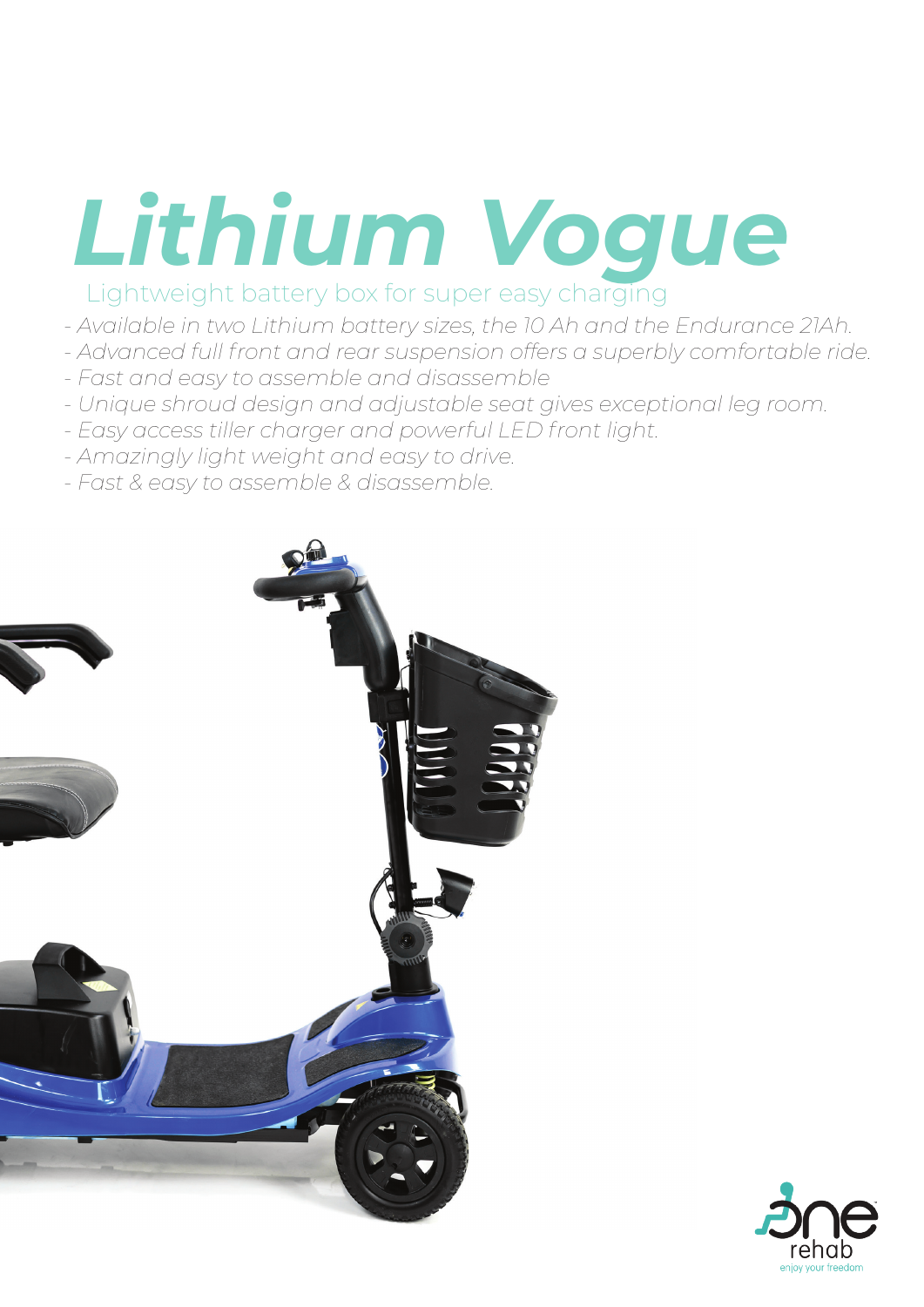# *Lithium Vogue*

Lightweight battery box for super easy charging

- *Available in two Lithium battery sizes, the 10 Ah and the Endurance 21Ah.*
- *Advanced full front and rear suspension offers a superbly comfortable ride.*
- *Fast and easy to assemble and disassemble*
- *Unique shroud design and adjustable seat gives exceptional leg room.*
- *Easy access tiller charger and powerful LED front light.*
- *Amazingly light weight and easy to drive.*
- *Fast & easy to assemble & disassemble.*

one rehab

enjoy your freedom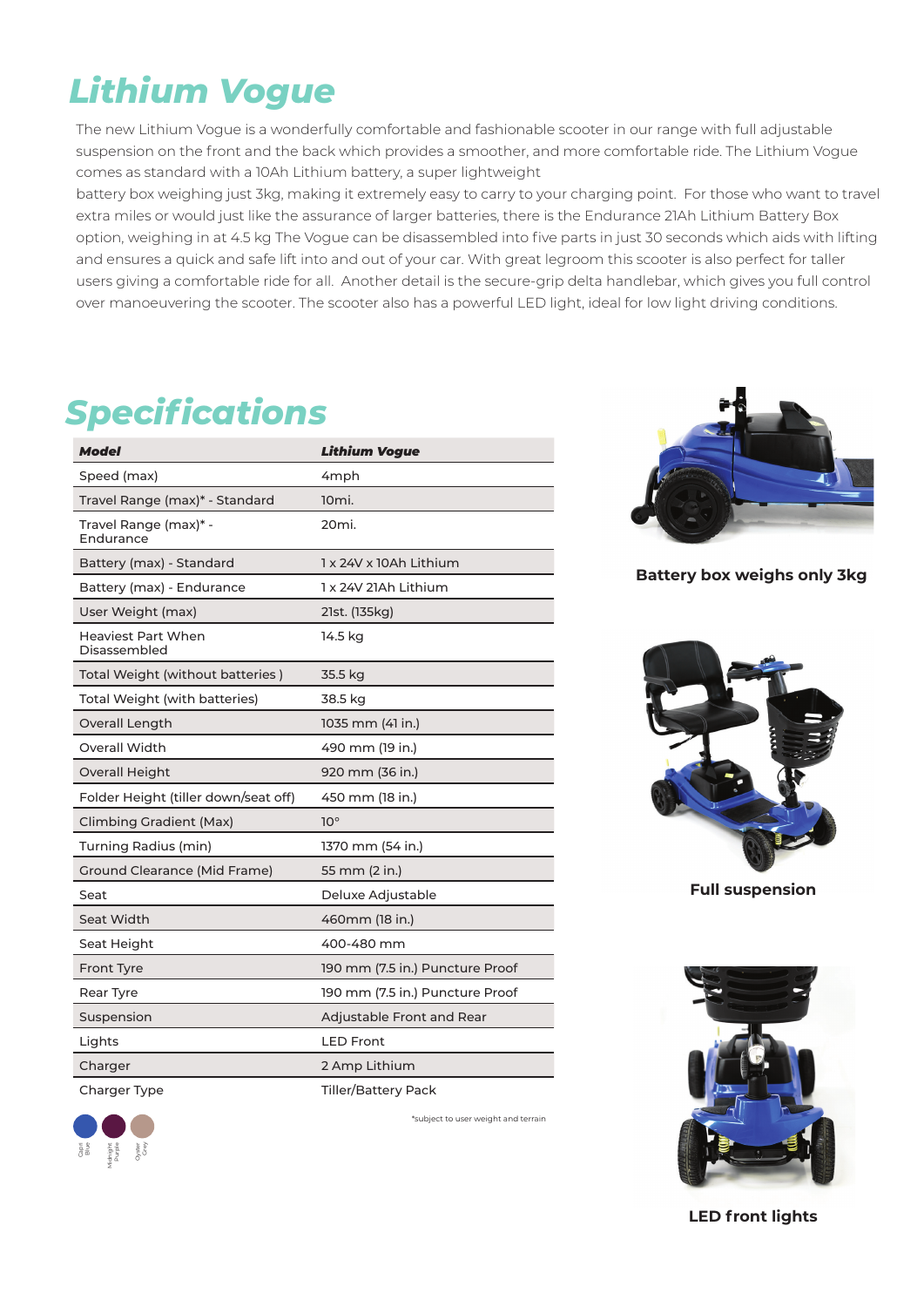# Lithium Vogue

The new Lithium Vogue is a wonderfully comfortable and fashionable scooter in our range with full adjustable suspension on the front and the back which provides a smoother, and more comfortable ride. The Lithium Vogue comes as standard with a 10Ah Lithium battery, a super lightweight battery box weighing just 3kg, making it extremely easy to carry to your charging point. For those who want to travel extra miles or would just like the assurance of larger batteries, there is the Endurance 21Ah Lithium Battery Box option, weighing in at 4.5 kg The Vogue can be disassembled into five parts in just 30 seconds which aids with lifting and ensures a quick and safe lift into and out of your car. With great legroom this scooter is also perfect for taller users giving a comfortable ride for all. Another detail is the secure-grip delta handlebar, which gives you full control over manoeuvering the scooter. The scooter also has a powerful LED light, ideal for low light driving conditions.

## Specifications

| ***Model*** | ***Lithium Vogue*** |
|---|---|
| Speed (max) | 4mph |
| Travel Range (max)* - Standard | 10mi. |
| Travel Range (max)* - Endurance | 20mi. |
| Battery (max) - Standard | 1 x 24V x 10Ah Lithium |
| Battery (max) - Endurance | 1 x 24V 21Ah Lithium |
| User Weight (max) | 21st. (135kg) |
| Heaviest Part When Disassembled | 14.5 kg |
| Total Weight (without batteries ) | 35.5 kg |
| Total Weight (with batteries) | 38.5 kg |
| Overall Length | 1035 mm (41 in.) |
| Overall Width | 490 mm (19 in.) |
| Overall Height | 920 mm (36 in.) |
| Folder Height (tiller down/seat off) | 450 mm (18 in.) |
| Climbing Gradient (Max) | 10° |
| Turning Radius (min) | 1370 mm (54 in.) |
| Ground Clearance (Mid Frame) | 55 mm (2 in.) |
| Seat | Deluxe Adjustable |
| Seat Width | 460mm (18 in.) |
| Seat Height | 400-480 mm |
| Front Tyre | 190 mm (7.5 in.) Puncture Proof |
| Rear Tyre | 190 mm (7.5 in.) Puncture Proof |
| Suspension | Adjustable Front and Rear |
| Lights | LED Front |
| Charger | 2 Amp Lithium |
| Charger Type | Tiller/Battery Pack |

*subject to user weight and terrain

Capri Blue · Midnight Purple · Oyster Grey

**Battery box weighs only 3kg**

**Full suspension**

**LED front lights**